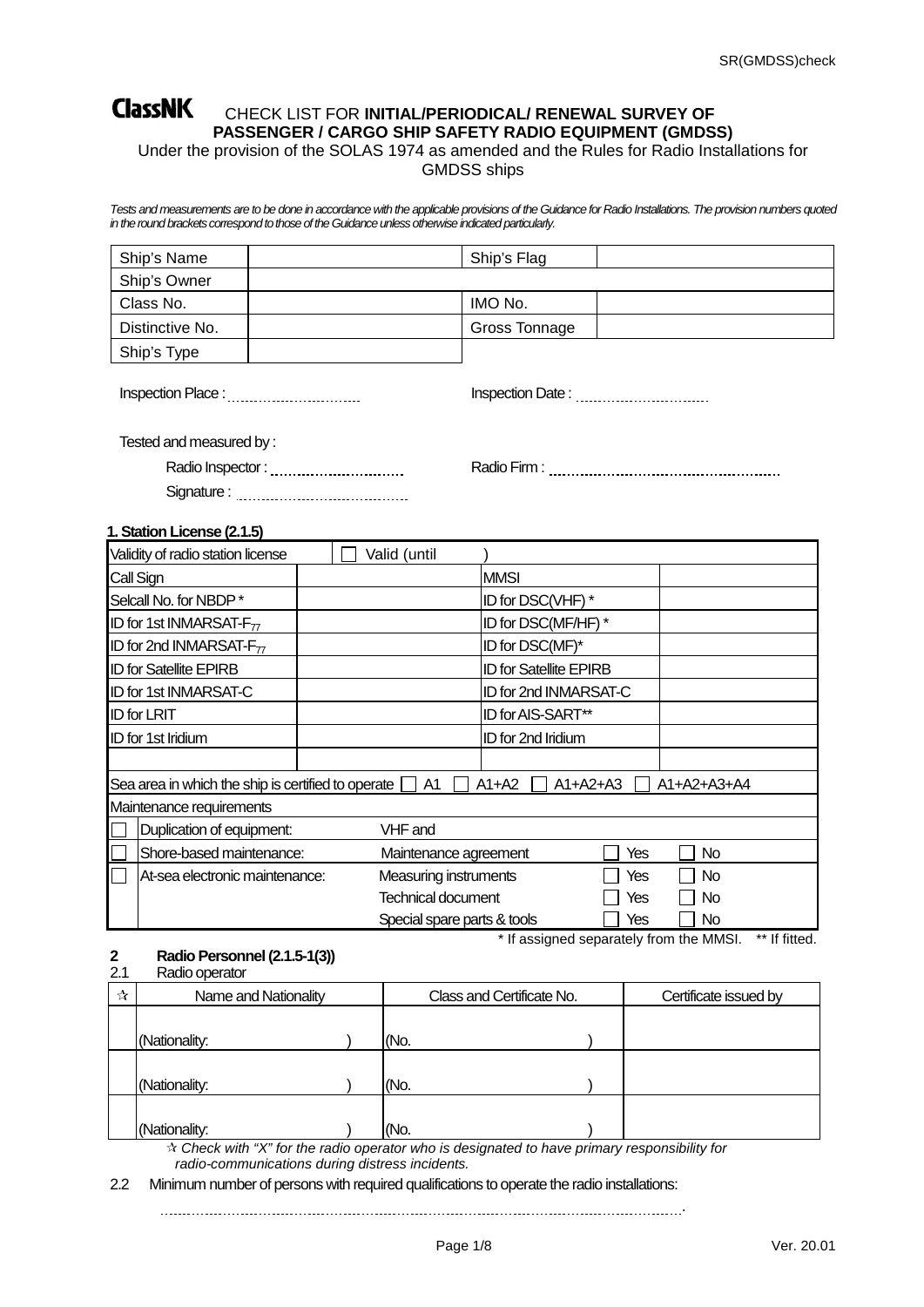**ClassNK** CHECK LIST FOR **INITIAL/PERIODICAL/ RENEWAL SURVEY OF PASSENGER / CARGO SHIP SAFETY RADIO EQUIPMENT (GMDSS)**

Under the provision of the SOLAS 1974 as amended and the Rules for Radio Installations for GMDSS ships

*Tests and measurements are to be done in accordance with the applicable provisions of the Guidance for Radio Installations. The provision numbers quoted in the round brackets correspond to those of the Guidance unless otherwise indicated particularly.*

| Ship's Name | | Ship's Flag | |
|---|---|---|---|
| Ship's Owner | | | |
| Class No. | | IMO No. | |
| Distinctive No. | | Gross Tonnage | |
| Ship's Type | | | |

Inspection Place : ..............................  Inspection Date : ..............................

Tested and measured by :

Radio Inspector : ..............................  Radio Firm : ..............................

Signature : ..............................

**1. Station License (2.1.5)**

| Validity of radio station license | ☐ Valid (until ) | | |
|---|---|---|---|
| Call Sign | | MMSI | |
| Selcall No. for NBDP * | | ID for DSC(VHF) * | |
| ID for 1st INMARSAT-$F_{77}$ | | ID for DSC(MF/HF) * | |
| ID for 2nd INMARSAT-$F_{77}$ | | ID for DSC(MF)* | |
| ID for Satellite EPIRB | | ID for Satellite EPIRB | |
| ID for 1st INMARSAT-C | | ID for 2nd INMARSAT-C | |
| ID for LRIT | | ID for AIS-SART** | |
| ID for 1st Iridium | | ID for 2nd Iridium | |
| | | | |

Sea area in which the ship is certified to operate ☐ A1 ☐ A1+A2 ☐ A1+A2+A3 ☐ A1+A2+A3+A4

Maintenance requirements

| | | | | |
|---|---|---|---|---|
| ☐ | Duplication of equipment: | VHF and | | |
| ☐ | Shore-based maintenance: | Maintenance agreement | ☐ Yes | ☐ No |
| ☐ | At-sea electronic maintenance: | Measuring instruments | ☐ Yes | ☐ No |
| | | Technical document | ☐ Yes | ☐ No |
| | | Special spare parts & tools | ☐ Yes | ☐ No |

\* If assigned separately from the MMSI. ** If fitted.

**2 Radio Personnel (2.1.5-1(3))**

2.1 Radio operator

| ☆ | Name and Nationality | Class and Certificate No. | Certificate issued by |
|---|---|---|---|
| | (Nationality: ) | (No. ) | |
| | (Nationality: ) | (No. ) | |
| | (Nationality: ) | (No. ) | |

☆ *Check with "X" for the radio operator who is designated to have primary responsibility for radio-communications during distress incidents.*

2.2 Minimum number of persons with required qualifications to operate the radio installations:

..............................................................................................................................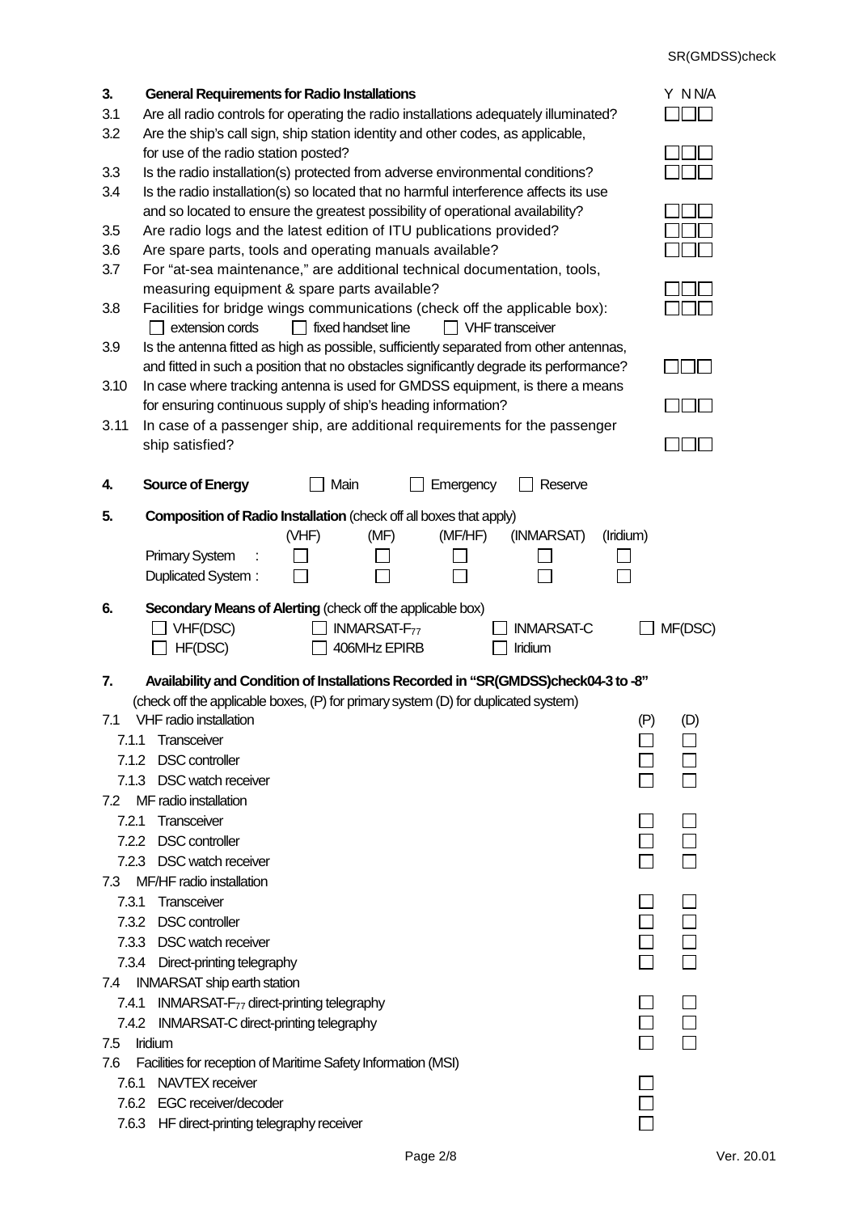## 3. General Requirements for Radio Installations

| No. | Item | Y | N | N/A |
|---|---|---|---|---|
| 3.1 | Are all radio controls for operating the radio installations adequately illuminated? | ☐ | ☐ | ☐ |
| 3.2 | Are the ship's call sign, ship station identity and other codes, as applicable, for use of the radio station posted? | ☐ | ☐ | ☐ |
| 3.3 | Is the radio installation(s) protected from adverse environmental conditions? | ☐ | ☐ | ☐ |
| 3.4 | Is the radio installation(s) so located that no harmful interference affects its use and so located to ensure the greatest possibility of operational availability? | ☐ | ☐ | ☐ |
| 3.5 | Are radio logs and the latest edition of ITU publications provided? | ☐ | ☐ | ☐ |
| 3.6 | Are spare parts, tools and operating manuals available? | ☐ | ☐ | ☐ |
| 3.7 | For "at-sea maintenance," are additional technical documentation, tools, measuring equipment & spare parts available? | ☐ | ☐ | ☐ |
| 3.8 | Facilities for bridge wings communications (check off the applicable box): ☐ extension cords ☐ fixed handset line ☐ VHF transceiver | ☐ | ☐ | ☐ |
| 3.9 | Is the antenna fitted as high as possible, sufficiently separated from other antennas, and fitted in such a position that no obstacles significantly degrade its performance? | ☐ | ☐ | ☐ |
| 3.10 | In case where tracking antenna is used for GMDSS equipment, is there a means for ensuring continuous supply of ship's heading information? | ☐ | ☐ | ☐ |
| 3.11 | In case of a passenger ship, are additional requirements for the passenger ship satisfied? | ☐ | ☐ | ☐ |

## 4. Source of Energy

☐ Main ☐ Emergency ☐ Reserve

## 5. Composition of Radio Installation (check off all boxes that apply)

| | (VHF) | (MF) | (MF/HF) | (INMARSAT) | (Iridium) |
|---|---|---|---|---|---|
| Primary System : | ☐ | ☐ | ☐ | ☐ | ☐ |
| Duplicated System : | ☐ | ☐ | ☐ | ☐ | ☐ |

## 6. Secondary Means of Alerting (check off the applicable box)

☐ VHF(DSC) ☐ INMARSAT-$F_{77}$ ☐ INMARSAT-C ☐ MF(DSC)
☐ HF(DSC) ☐ 406MHz EPIRB ☐ Iridium

## 7. Availability and Condition of Installations Recorded in "SR(GMDSS)check04-3 to -8"

(check off the applicable boxes, (P) for primary system (D) for duplicated system)

| No. | Item | (P) | (D) |
|---|---|---|---|
| 7.1 | VHF radio installation | | |
| 7.1.1 | Transceiver | ☐ | ☐ |
| 7.1.2 | DSC controller | ☐ | ☐ |
| 7.1.3 | DSC watch receiver | ☐ | ☐ |
| 7.2 | MF radio installation | | |
| 7.2.1 | Transceiver | ☐ | ☐ |
| 7.2.2 | DSC controller | ☐ | ☐ |
| 7.2.3 | DSC watch receiver | ☐ | ☐ |
| 7.3 | MF/HF radio installation | | |
| 7.3.1 | Transceiver | ☐ | ☐ |
| 7.3.2 | DSC controller | ☐ | ☐ |
| 7.3.3 | DSC watch receiver | ☐ | ☐ |
| 7.3.4 | Direct-printing telegraphy | ☐ | ☐ |
| 7.4 | INMARSAT ship earth station | | |
| 7.4.1 | INMARSAT-$F_{77}$ direct-printing telegraphy | ☐ | ☐ |
| 7.4.2 | INMARSAT-C direct-printing telegraphy | ☐ | ☐ |
| 7.5 | Iridium | ☐ | ☐ |
| 7.6 | Facilities for reception of Maritime Safety Information (MSI) | | |
| 7.6.1 | NAVTEX receiver | ☐ | |
| 7.6.2 | EGC receiver/decoder | ☐ | |
| 7.6.3 | HF direct-printing telegraphy receiver | ☐ | |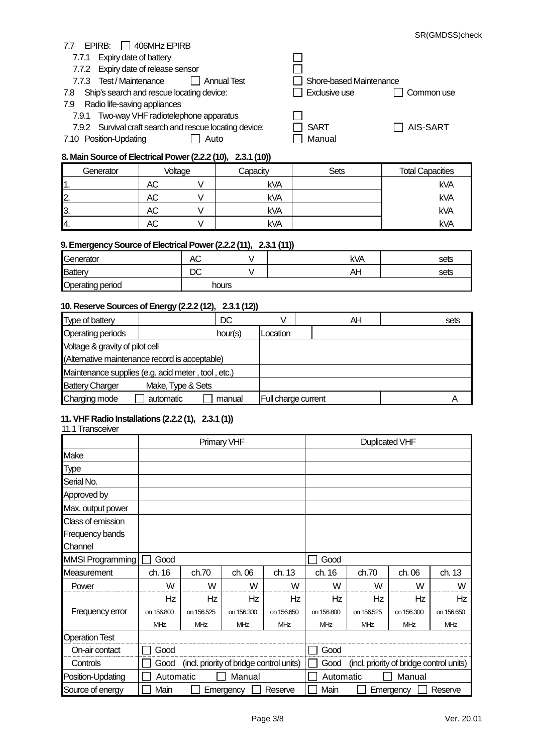7.7 EPIRB: ☐ 406MHz EPIRB

- 7.7.1 Expiry date of battery ☐
- 7.7.2 Expiry date of release sensor ☐
- 7.7.3 Test / Maintenance ☐ Annual Test ☐ Shore-based Maintenance

7.8 Ship's search and rescue locating device: ☐ Exclusive use ☐ Common use

7.9 Radio life-saving appliances

- 7.9.1 Two-way VHF radiotelephone apparatus ☐
- 7.9.2 Survival craft search and rescue locating device: ☐ SART ☐ AIS-SART

7.10 Position-Updating ☐ Auto ☐ Manual

### 8. Main Source of Electrical Power (2.2.2 (10), 2.3.1 (10))

| Generator | Voltage | Capacity | Sets | Total Capacities |
|---|---|---|---|---|
| 1. | AC V | kVA | | kVA |
| 2. | AC V | kVA | | kVA |
| 3. | AC V | kVA | | kVA |
| 4. | AC V | kVA | | kVA |

### 9. Emergency Source of Electrical Power (2.2.2 (11), 2.3.1 (11))

| | | | |
|---|---|---|---|
| Generator | AC V | kVA | sets |
| Battery | DC V | AH | sets |
| Operating period | hours | | |

### 10. Reserve Sources of Energy (2.2.2 (12), 2.3.1 (12))

| | | | | |
|---|---|---|---|---|
| Type of battery | | DC V | AH | sets |
| Operating periods | hour(s) | Location | | |
| Voltage & gravity of pilot cell (Alternative maintenance record is acceptable) | | | | |
| Maintenance supplies (e.g. acid meter , tool , etc.) | | | | |
| Battery Charger Make, Type & Sets | | | | |
| Charging mode ☐ automatic ☐ manual | | Full charge current | | A |

### 11. VHF Radio Installations (2.2.2 (1), 2.3.1 (1))

11.1 Transceiver

| | Primary VHF | | | | Duplicated VHF | | | |
|---|---|---|---|---|---|---|---|---|
| Make | | | | | | | | |
| Type | | | | | | | | |
| Serial No. | | | | | | | | |
| Approved by | | | | | | | | |
| Max. output power | | | | | | | | |
| Class of emission<br>Frequency bands<br>Channel | | | | | | | | |
| MMSI Programming | ☐ Good | | | | ☐ Good | | | |
| Measurement | ch. 16 | ch.70 | ch. 06 | ch. 13 | ch. 16 | ch.70 | ch. 06 | ch. 13 |
| Power | W | W | W | W | W | W | W | W |
| Frequency error | Hz on 156.800 MHz | Hz on 156.525 MHz | Hz on 156.300 MHz | Hz on 156.650 MHz | Hz on 156.800 MHz | Hz on 156.525 MHz | Hz on 156.300 MHz | Hz on 156.650 MHz |
| Operation Test | | | | | | | | |
| On-air contact | ☐ Good | | | | ☐ Good | | | |
| Controls | ☐ Good (incl. priority of bridge control units) | | | | ☐ Good (incl. priority of bridge control units) | | | |
| Position-Updating | ☐ Automatic ☐ Manual | | | | ☐ Automatic ☐ Manual | | | |
| Source of energy | ☐ Main ☐ Emergency ☐ Reserve | | | | ☐ Main ☐ Emergency ☐ Reserve | | | |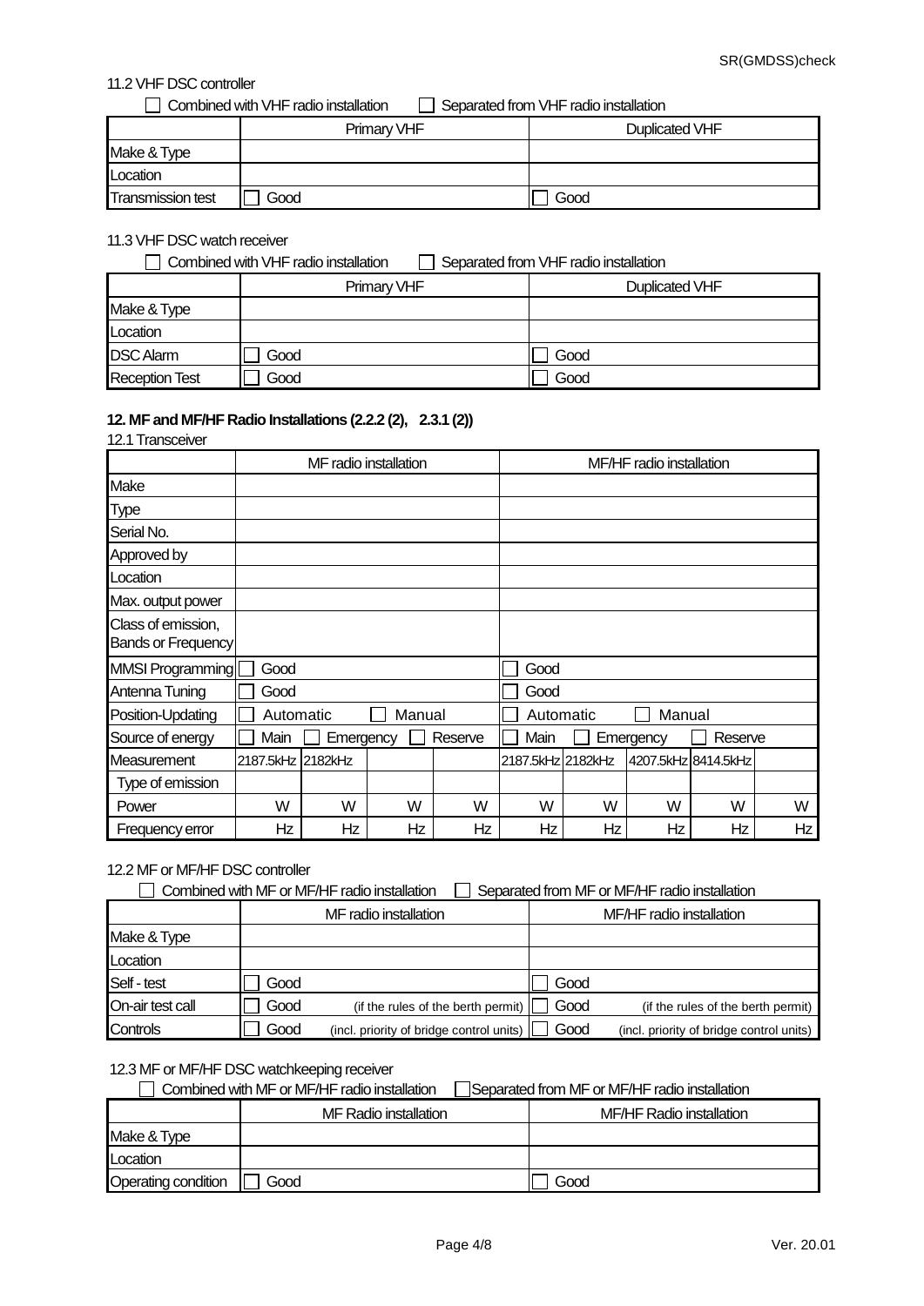11.2 VHF DSC controller

☐ Combined with VHF radio installation ☐ Separated from VHF radio installation

| | Primary VHF | Duplicated VHF |
|---|---|---|
| Make & Type | | |
| Location | | |
| Transmission test | ☐ Good | ☐ Good |

11.3 VHF DSC watch receiver

☐ Combined with VHF radio installation ☐ Separated from VHF radio installation

| | Primary VHF | Duplicated VHF |
|---|---|---|
| Make & Type | | |
| Location | | |
| DSC Alarm | ☐ Good | ☐ Good |
| Reception Test | ☐ Good | ☐ Good |

**12. MF and MF/HF Radio Installations (2.2.2 (2), 2.3.1 (2))**

12.1 Transceiver

| | MF radio installation | | | | MF/HF radio installation | | | | |
|---|---|---|---|---|---|---|---|---|---|
| Make | | | | | | | | | |
| Type | | | | | | | | | |
| Serial No. | | | | | | | | | |
| Approved by | | | | | | | | | |
| Location | | | | | | | | | |
| Max. output power | | | | | | | | | |
| Class of emission, Bands or Frequency | | | | | | | | | |
| MMSI Programming | ☐ Good | | | | ☐ Good | | | | |
| Antenna Tuning | ☐ Good | | | | ☐ Good | | | | |
| Position-Updating | ☐ Automatic | | ☐ Manual | | ☐ Automatic | | ☐ Manual | | |
| Source of energy | ☐ Main | ☐ Emergency | | ☐ Reserve | ☐ Main | ☐ Emergency | | ☐ Reserve | |
| Measurement | 2187.5kHz | 2182kHz | | | 2187.5kHz | 2182kHz | 4207.5kHz | 8414.5kHz | |
| Type of emission | | | | | | | | | |
| Power | W | W | W | W | W | W | W | W | W |
| Frequency error | Hz | Hz | Hz | Hz | Hz | Hz | Hz | Hz | Hz |

12.2 MF or MF/HF DSC controller

☐ Combined with MF or MF/HF radio installation ☐ Separated from MF or MF/HF radio installation

| | MF radio installation | MF/HF radio installation |
|---|---|---|
| Make & Type | | |
| Location | | |
| Self - test | ☐ Good | ☐ Good |
| On-air test call | ☐ Good (if the rules of the berth permit) | ☐ Good (if the rules of the berth permit) |
| Controls | ☐ Good (incl. priority of bridge control units) | ☐ Good (incl. priority of bridge control units) |

12.3 MF or MF/HF DSC watchkeeping receiver

☐ Combined with MF or MF/HF radio installation ☐ Separated from MF or MF/HF radio installation

| | MF Radio installation | MF/HF Radio installation |
|---|---|---|
| Make & Type | | |
| Location | | |
| Operating condition | ☐ Good | ☐ Good |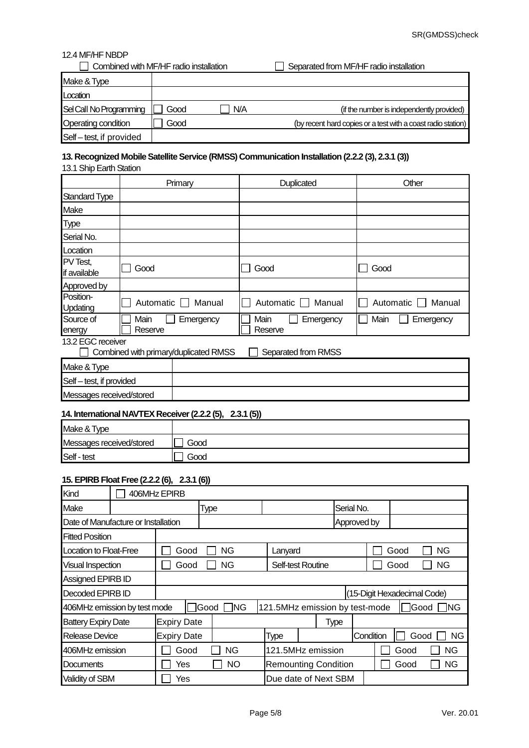12.4 MF/HF NBDP

☐ Combined with MF/HF radio installation ☐ Separated from MF/HF radio installation

| | |
|---|---|
| Make & Type | |
| Location | |
| Sel Call No Programming | ☐ Good ☐ N/A (if the number is independently provided) |
| Operating condition | ☐ Good (by recent hard copies or a test with a coast radio station) |
| Self – test, if provided | |

**13. Recognized Mobile Satellite Service (RMSS) Communication Installation (2.2.2 (3), 2.3.1 (3))**

13.1 Ship Earth Station

| | Primary | Duplicated | Other |
|---|---|---|---|
| Standard Type | | | |
| Make | | | |
| Type | | | |
| Serial No. | | | |
| Location | | | |
| PV Test, if available | ☐ Good | ☐ Good | ☐ Good |
| Approved by | | | |
| Position-Updating | ☐ Automatic ☐ Manual | ☐ Automatic ☐ Manual | ☐ Automatic ☐ Manual |
| Source of energy | ☐ Main ☐ Emergency ☐ Reserve | ☐ Main ☐ Emergency ☐ Reserve | ☐ Main ☐ Emergency |

13.2 EGC receiver

☐ Combined with primary/duplicated RMSS ☐ Separated from RMSS

| | |
|---|---|
| Make & Type | |
| Self – test, if provided | |
| Messages received/stored | |

**14. International NAVTEX Receiver (2.2.2 (5), 2.3.1 (5))**

| | |
|---|---|
| Make & Type | |
| Messages received/stored | ☐ Good |
| Self - test | ☐ Good |

**15. EPIRB Float Free (2.2.2 (6), 2.3.1 (6))**

| | | | |
|---|---|---|---|
| Kind | ☐ 406MHz EPIRB | | |
| Make | Type | Serial No. | |
| Date of Manufacture or Installation | | Approved by | |
| Fitted Position | | | |
| Location to Float-Free | ☐ Good ☐ NG | Lanyard | ☐ Good ☐ NG |
| Visual Inspection | ☐ Good ☐ NG | Self-test Routine | ☐ Good ☐ NG |
| Assigned EPIRB ID | | | |
| Decoded EPIRB ID | | (15-Digit Hexadecimal Code) | |
| 406MHz emission by test mode | ☐ Good ☐ NG | 121.5MHz emission by test-mode | ☐ Good ☐ NG |
| Battery Expiry Date | Expiry Date | Type | |
| Release Device | Expiry Date | Type / Condition | ☐ Good ☐ NG |
| 406MHz emission | ☐ Good ☐ NG | 121.5MHz emission | ☐ Good ☐ NG |
| Documents | ☐ Yes ☐ NO | Remounting Condition | ☐ Good ☐ NG |
| Validity of SBM | ☐ Yes | Due date of Next SBM | |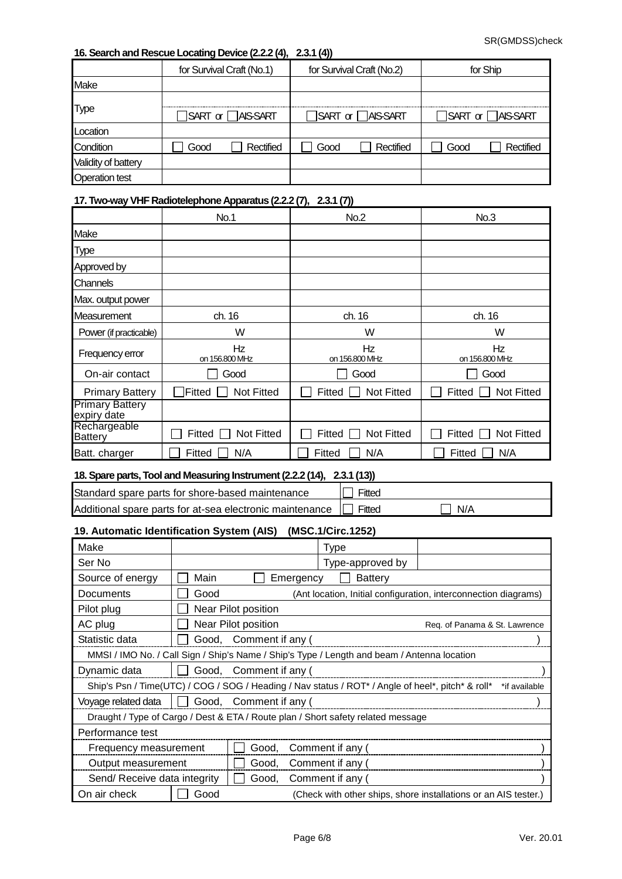### 16. Search and Rescue Locating Device (2.2.2 (4), 2.3.1 (4))

| | for Survival Craft (No.1) | for Survival Craft (No.2) | for Ship |
|---|---|---|---|
| Make | | | |
| Type | ☐ SART or ☐ AIS-SART | ☐ SART or ☐ AIS-SART | ☐ SART or ☐ AIS-SART |
| Location | | | |
| Condition | ☐ Good ☐ Rectified | ☐ Good ☐ Rectified | ☐ Good ☐ Rectified |
| Validity of battery | | | |
| Operation test | | | |

### 17. Two-way VHF Radiotelephone Apparatus (2.2.2 (7), 2.3.1 (7))

| | No.1 | No.2 | No.3 |
|---|---|---|---|
| Make | | | |
| Type | | | |
| Approved by | | | |
| Channels | | | |
| Max. output power | | | |
| Measurement | ch. 16 | ch. 16 | ch. 16 |
| Power (if practicable) | W | W | W |
| Frequency error | Hz on 156.800 MHz | Hz on 156.800 MHz | Hz on 156.800 MHz |
| On-air contact | ☐ Good | ☐ Good | ☐ Good |
| Primary Battery | ☐ Fitted ☐ Not Fitted | ☐ Fitted ☐ Not Fitted | ☐ Fitted ☐ Not Fitted |
| Primary Battery expiry date | | | |
| Rechargeable Battery | ☐ Fitted ☐ Not Fitted | ☐ Fitted ☐ Not Fitted | ☐ Fitted ☐ Not Fitted |
| Batt. charger | ☐ Fitted ☐ N/A | ☐ Fitted ☐ N/A | ☐ Fitted ☐ N/A |

### 18. Spare parts, Tool and Measuring Instrument (2.2.2 (14), 2.3.1 (13))

| | |
|---|---|
| Standard spare parts for shore-based maintenance | ☐ Fitted |
| Additional spare parts for at-sea electronic maintenance | ☐ Fitted ☐ N/A |

### 19. Automatic Identification System (AIS) (MSC.1/Circ.1252)

| | | | |
|---|---|---|---|
| Make | | Type | |
| Ser No | | Type-approved by | |
| Source of energy | ☐ Main ☐ Emergency ☐ Battery | | |
| Documents | ☐ Good (Ant location, Initial configuration, interconnection diagrams) | | |
| Pilot plug | ☐ Near Pilot position | | |
| AC plug | ☐ Near Pilot position Req. of Panama & St. Lawrence | | |
| Statistic data | ☐ Good, Comment if any ( ) | | |
| MMSI / IMO No. / Call Sign / Ship's Name / Ship's Type / Length and beam / Antenna location | | | |
| Dynamic data | ☐ Good, Comment if any ( ) | | |
| Ship's Psn / Time(UTC) / COG / SOG / Heading / Nav status / ROT* / Angle of heel*, pitch* & roll* *if available | | | |
| Voyage related data | ☐ Good, Comment if any ( ) | | |
| Draught / Type of Cargo / Dest & ETA / Route plan / Short safety related message | | | |
| Performance test | | | |
| Frequency measurement | ☐ Good, Comment if any ( ) | | |
| Output measurement | ☐ Good, Comment if any ( ) | | |
| Send/ Receive data integrity | ☐ Good, Comment if any ( ) | | |
| On air check | ☐ Good (Check with other ships, shore installations or an AIS tester.) | | |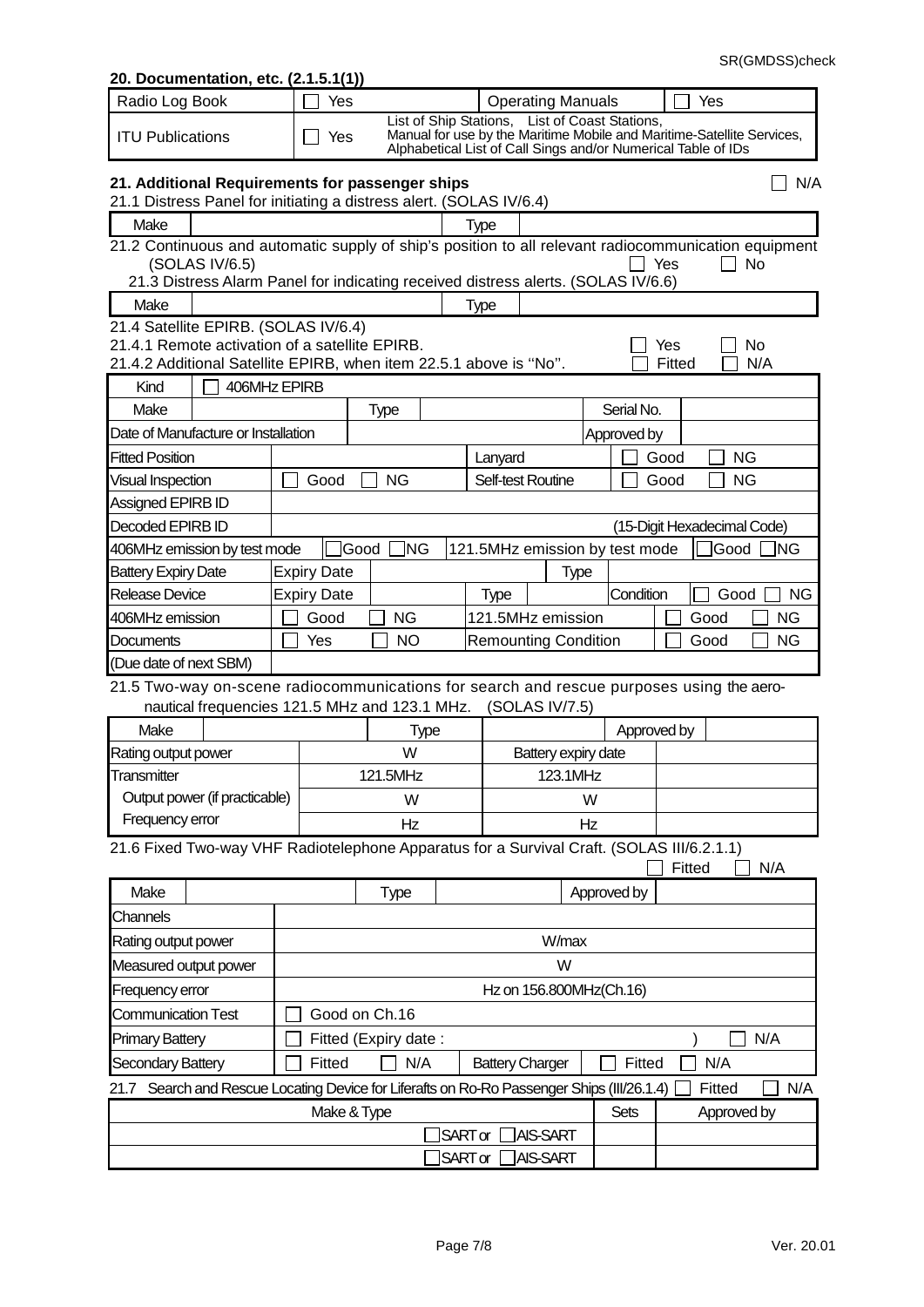## 20. Documentation, etc. (2.1.5.1(1))

| Radio Log Book | ☐ Yes | Operating Manuals | ☐ Yes |
|---|---|---|---|
| ITU Publications | ☐ Yes | List of Ship Stations, List of Coast Stations, Manual for use by the Maritime Mobile and Maritime-Satellite Services, Alphabetical List of Call Sings and/or Numerical Table of IDs | |

## 21. Additional Requirements for passenger ships ☐ N/A

21.1 Distress Panel for initiating a distress alert. (SOLAS IV/6.4)

| Make | | Type | |
|---|---|---|---|

21.2 Continuous and automatic supply of ship's position to all relevant radiocommunication equipment (SOLAS IV/6.5) ☐ Yes ☐ No

21.3 Distress Alarm Panel for indicating received distress alerts. (SOLAS IV/6.6)

| Make | | Type | |
|---|---|---|---|

21.4 Satellite EPIRB. (SOLAS IV/6.4)

21.4.1 Remote activation of a satellite EPIRB. ☐ Yes ☐ No

21.4.2 Additional Satellite EPIRB, when item 22.5.1 above is "No". ☐ Fitted ☐ N/A

| Kind | ☐ 406MHz EPIRB | | | | | | |
|---|---|---|---|---|---|---|---|
| Make | | Type | | | | Serial No. | |
| Date of Manufacture or Installation | | | | | | Approved by | |
| Fitted Position | | | | Lanyard | | ☐ Good | ☐ NG |
| Visual Inspection | ☐ Good | ☐ NG | | Self-test Routine | | ☐ Good | ☐ NG |
| Assigned EPIRB ID | | | | | | | |
| Decoded EPIRB ID | | | | | | (15-Digit Hexadecimal Code) | |
| 406MHz emission by test mode | ☐ Good | ☐ NG | | 121.5MHz emission by test mode | | ☐ Good | ☐ NG |
| Battery Expiry Date | Expiry Date | | | | Type | | |
| Release Device | Expiry Date | | | Type | | Condition | ☐ Good ☐ NG |
| 406MHz emission | ☐ Good | ☐ NG | | 121.5MHz emission | | ☐ Good | ☐ NG |
| Documents | ☐ Yes | ☐ NO | | Remounting Condition | | ☐ Good | ☐ NG |
| (Due date of next SBM) | | | | | | | |

21.5 Two-way on-scene radiocommunications for search and rescue purposes using the aero-nautical frequencies 121.5 MHz and 123.1 MHz. (SOLAS IV/7.5)

| Make | | Type | | Approved by | |
|---|---|---|---|---|---|
| Rating output power | | W | Battery expiry date | | |
| Transmitter | | 121.5MHz | 123.1MHz | | |
| Output power (if practicable) | | W | W | | |
| Frequency error | | Hz | Hz | | |

21.6 Fixed Two-way VHF Radiotelephone Apparatus for a Survival Craft. (SOLAS III/6.2.1.1) ☐ Fitted ☐ N/A

| Make | | Type | | Approved by | |
|---|---|---|---|---|---|
| Channels | | | | | |
| Rating output power | W/max | | | | |
| Measured output power | W | | | | |
| Frequency error | Hz on 156.800MHz(Ch.16) | | | | |
| Communication Test | ☐ Good on Ch.16 | | | | |
| Primary Battery | ☐ Fitted (Expiry date : ) | | | | ☐ N/A |
| Secondary Battery | ☐ Fitted | ☐ N/A | Battery Charger | ☐ Fitted | ☐ N/A |

21.7 Search and Rescue Locating Device for Liferafts on Ro-Ro Passenger Ships (III/26.1.4) ☐ Fitted ☐ N/A

| Make & Type | Sets | Approved by |
|---|---|---|
| ☐ SART or ☐ AIS-SART | | |
| ☐ SART or ☐ AIS-SART | | |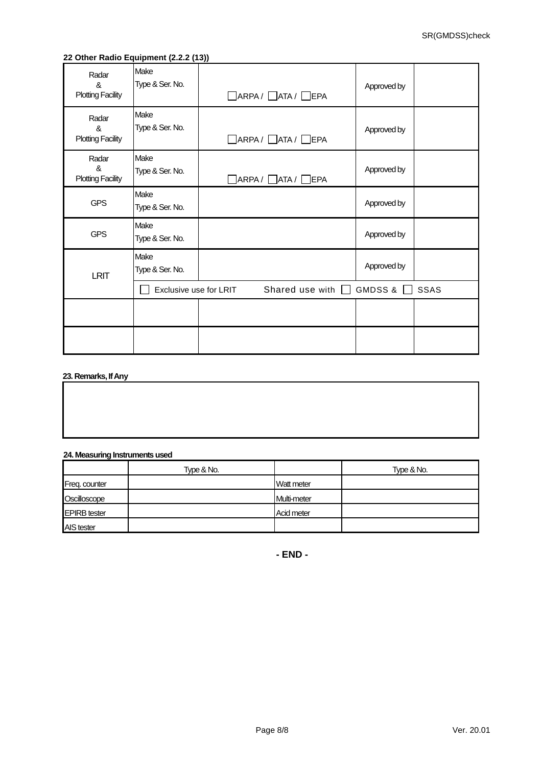### 22 Other Radio Equipment (2.2.2 (13))

| | | | | |
|---|---|---|---|---|
| Radar & Plotting Facility | Make<br>Type & Ser. No. | ☐ARPA / ☐ATA / ☐EPA | Approved by | |
| Radar & Plotting Facility | Make<br>Type & Ser. No. | ☐ARPA / ☐ATA / ☐EPA | Approved by | |
| Radar & Plotting Facility | Make<br>Type & Ser. No. | ☐ARPA / ☐ATA / ☐EPA | Approved by | |
| GPS | Make<br>Type & Ser. No. | | Approved by | |
| GPS | Make<br>Type & Ser. No. | | Approved by | |
| LRIT | Make<br>Type & Ser. No. | | Approved by | |
| | ☐ Exclusive use for LRIT | Shared use with ☐ GMDSS & ☐ SSAS | | |
| | | | | |
| | | | | |

### 23. Remarks, If Any

### 24. Measuring Instruments used

| | Type & No. | | Type & No. |
|---|---|---|---|
| Freq. counter | | Watt meter | |
| Oscilloscope | | Multi-meter | |
| EPIRB tester | | Acid meter | |
| AIS tester | | | |

**- END -**